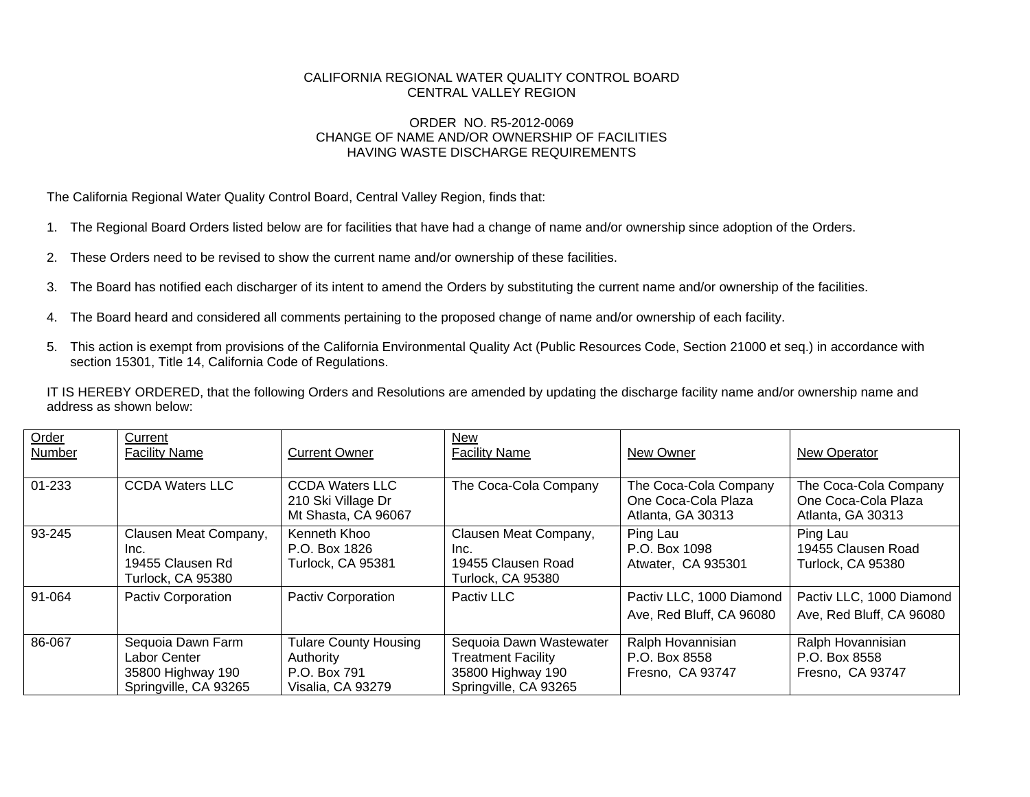CALIFORNIA REGIONAL WATER QUALITY CONTROL BOARD
CENTRAL VALLEY REGION

ORDER NO. R5-2012-0069
CHANGE OF NAME AND/OR OWNERSHIP OF FACILITIES
HAVING WASTE DISCHARGE REQUIREMENTS

The California Regional Water Quality Control Board, Central Valley Region, finds that:

1. The Regional Board Orders listed below are for facilities that have had a change of name and/or ownership since adoption of the Orders.

2. These Orders need to be revised to show the current name and/or ownership of these facilities.

3. The Board has notified each discharger of its intent to amend the Orders by substituting the current name and/or ownership of the facilities.

4. The Board heard and considered all comments pertaining to the proposed change of name and/or ownership of each facility.

5. This action is exempt from provisions of the California Environmental Quality Act (Public Resources Code, Section 21000 et seq.) in accordance with section 15301, Title 14, California Code of Regulations.

IT IS HEREBY ORDERED, that the following Orders and Resolutions are amended by updating the discharge facility name and/or ownership name and address as shown below:

| Order Number | Current Facility Name | Current Owner | New Facility Name | New Owner | New Operator |
|---|---|---|---|---|---|
| 01-233 | CCDA Waters LLC | CCDA Waters LLC<br>210 Ski Village Dr<br>Mt Shasta, CA 96067 | The Coca-Cola Company | The Coca-Cola Company<br>One Coca-Cola Plaza<br>Atlanta, GA 30313 | The Coca-Cola Company<br>One Coca-Cola Plaza<br>Atlanta, GA 30313 |
| 93-245 | Clausen Meat Company, Inc.<br>19455 Clausen Rd<br>Turlock, CA 95380 | Kenneth Khoo<br>P.O. Box 1826<br>Turlock, CA 95381 | Clausen Meat Company, Inc.<br>19455 Clausen Road<br>Turlock, CA 95380 | Ping Lau<br>P.O. Box 1098<br>Atwater, CA 935301 | Ping Lau<br>19455 Clausen Road<br>Turlock, CA 95380 |
| 91-064 | Pactiv Corporation | Pactiv Corporation | Pactiv LLC | Pactiv LLC, 1000 Diamond Ave, Red Bluff, CA 96080 | Pactiv LLC, 1000 Diamond Ave, Red Bluff, CA 96080 |
| 86-067 | Sequoia Dawn Farm Labor Center<br>35800 Highway 190<br>Springville, CA 93265 | Tulare County Housing Authority<br>P.O. Box 791<br>Visalia, CA 93279 | Sequoia Dawn Wastewater Treatment Facility<br>35800 Highway 190<br>Springville, CA 93265 | Ralph Hovannisian<br>P.O. Box 8558<br>Fresno, CA 93747 | Ralph Hovannisian<br>P.O. Box 8558<br>Fresno, CA 93747 |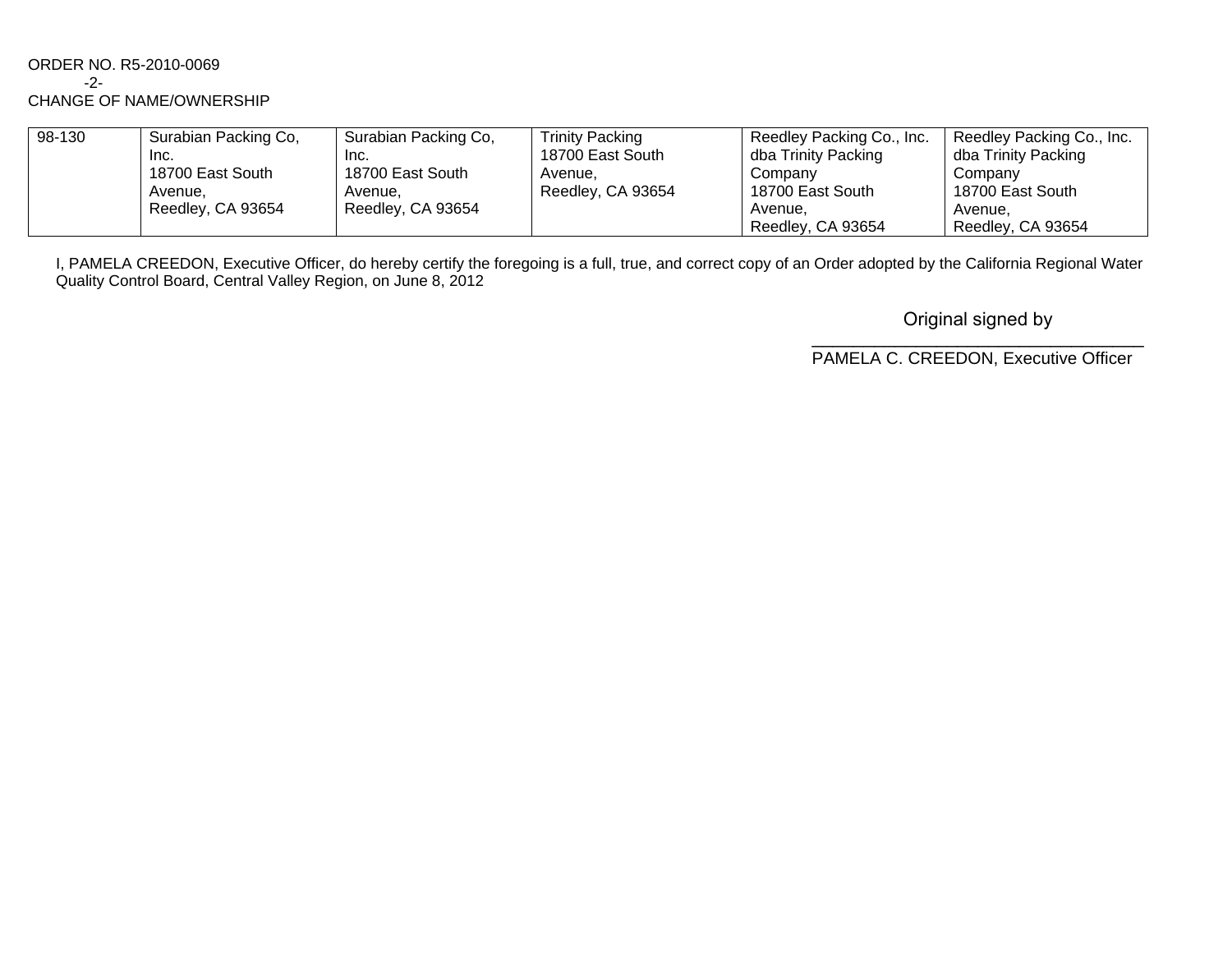ORDER NO. R5-2010-0069
-2-
CHANGE OF NAME/OWNERSHIP

| | | | | | |
|---|---|---|---|---|---|
| 98-130 | Surabian Packing Co, Inc. 18700 East South Avenue, Reedley, CA 93654 | Surabian Packing Co, Inc. 18700 East South Avenue, Reedley, CA 93654 | Trinity Packing 18700 East South Avenue, Reedley, CA 93654 | Reedley Packing Co., Inc. dba Trinity Packing Company 18700 East South Avenue, Reedley, CA 93654 | Reedley Packing Co., Inc. dba Trinity Packing Company 18700 East South Avenue, Reedley, CA 93654 |

I, PAMELA CREEDON, Executive Officer, do hereby certify the foregoing is a full, true, and correct copy of an Order adopted by the California Regional Water Quality Control Board, Central Valley Region, on June 8, 2012

Original signed by

\_\_\_\_\_\_\_\_\_\_\_\_\_\_\_\_\_\_\_\_\_\_\_\_\_\_\_\_\_\_\_\_\_\_

PAMELA C. CREEDON, Executive Officer